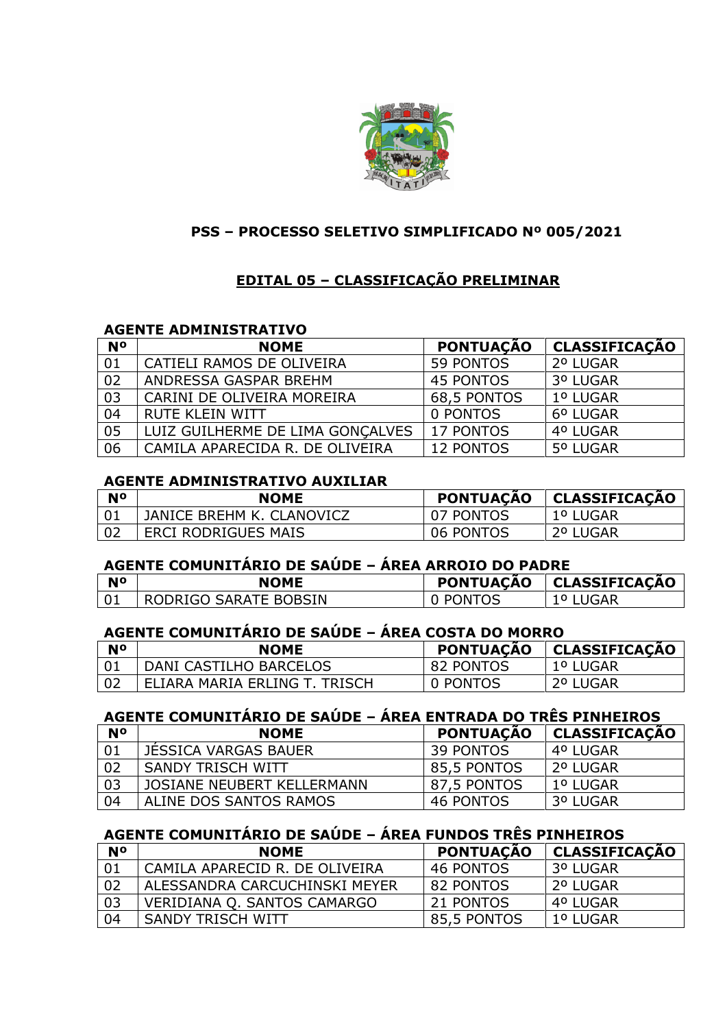## PSS – PROCESSO SELETIVO SIMPLIFICADO Nº 005/2021

## EDITAL 05 – CLASSIFICAÇÃO PRELIMINAR

### AGENTE ADMINISTRATIVO

| Nº | NOME | PONTUAÇÃO | CLASSIFICAÇÃO |
|---|---|---|---|
| 01 | CATIELI RAMOS DE OLIVEIRA | 59 PONTOS | 2º LUGAR |
| 02 | ANDRESSA GASPAR BREHM | 45 PONTOS | 3º LUGAR |
| 03 | CARINI DE OLIVEIRA MOREIRA | 68,5 PONTOS | 1º LUGAR |
| 04 | RUTE KLEIN WITT | 0 PONTOS | 6º LUGAR |
| 05 | LUIZ GUILHERME DE LIMA GONÇALVES | 17 PONTOS | 4º LUGAR |
| 06 | CAMILA APARECIDA R. DE OLIVEIRA | 12 PONTOS | 5º LUGAR |

### AGENTE ADMINISTRATIVO AUXILIAR

| Nº | NOME | PONTUAÇÃO | CLASSIFICAÇÃO |
|---|---|---|---|
| 01 | JANICE BREHM K. CLANOVICZ | 07 PONTOS | 1º LUGAR |
| 02 | ERCI RODRIGUES MAIS | 06 PONTOS | 2º LUGAR |

### AGENTE COMUNITÁRIO DE SAÚDE – ÁREA ARROIO DO PADRE

| Nº | NOME | PONTUAÇÃO | CLASSIFICAÇÃO |
|---|---|---|---|
| 01 | RODRIGO SARATE BOBSIN | 0 PONTOS | 1º LUGAR |

### AGENTE COMUNITÁRIO DE SAÚDE – ÁREA COSTA DO MORRO

| Nº | NOME | PONTUAÇÃO | CLASSIFICAÇÃO |
|---|---|---|---|
| 01 | DANI CASTILHO BARCELOS | 82 PONTOS | 1º LUGAR |
| 02 | ELIARA MARIA ERLING T. TRISCH | 0 PONTOS | 2º LUGAR |

### AGENTE COMUNITÁRIO DE SAÚDE – ÁREA ENTRADA DO TRÊS PINHEIROS

| Nº | NOME | PONTUAÇÃO | CLASSIFICAÇÃO |
|---|---|---|---|
| 01 | JÉSSICA VARGAS BAUER | 39 PONTOS | 4º LUGAR |
| 02 | SANDY TRISCH WITT | 85,5 PONTOS | 2º LUGAR |
| 03 | JOSIANE NEUBERT KELLERMANN | 87,5 PONTOS | 1º LUGAR |
| 04 | ALINE DOS SANTOS RAMOS | 46 PONTOS | 3º LUGAR |

### AGENTE COMUNITÁRIO DE SAÚDE – ÁREA FUNDOS TRÊS PINHEIROS

| Nº | NOME | PONTUAÇÃO | CLASSIFICAÇÃO |
|---|---|---|---|
| 01 | CAMILA APARECID R. DE OLIVEIRA | 46 PONTOS | 3º LUGAR |
| 02 | ALESSANDRA CARCUCHINSKI MEYER | 82 PONTOS | 2º LUGAR |
| 03 | VERIDIANA Q. SANTOS CAMARGO | 21 PONTOS | 4º LUGAR |
| 04 | SANDY TRISCH WITT | 85,5 PONTOS | 1º LUGAR |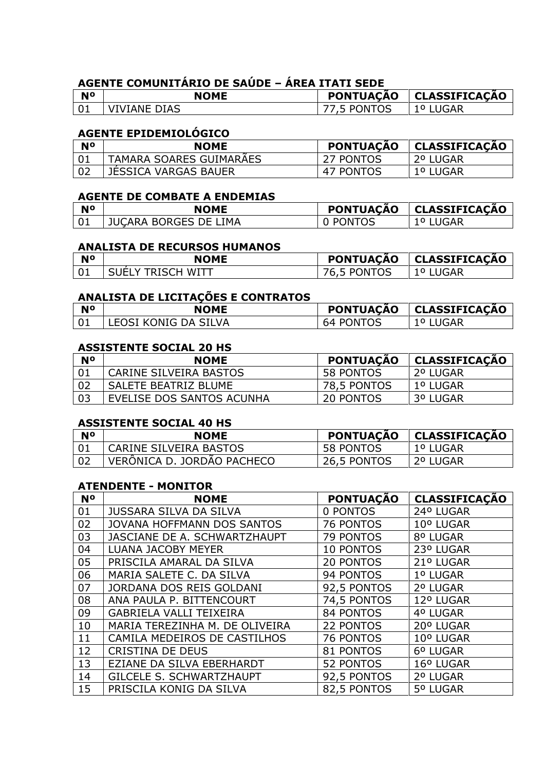### AGENTE COMUNITÁRIO DE SAÚDE – ÁREA ITATI SEDE

| Nº | NOME | PONTUAÇÃO | CLASSIFICAÇÃO |
|---|---|---|---|
| 01 | VIVIANE DIAS | 77,5 PONTOS | 1º LUGAR |

### AGENTE EPIDEMIOLÓGICO

| Nº | NOME | PONTUAÇÃO | CLASSIFICAÇÃO |
|---|---|---|---|
| 01 | TAMARA SOARES GUIMARÃES | 27 PONTOS | 2º LUGAR |
| 02 | JÉSSICA VARGAS BAUER | 47 PONTOS | 1º LUGAR |

### AGENTE DE COMBATE A ENDEMIAS

| Nº | NOME | PONTUAÇÃO | CLASSIFICAÇÃO |
|---|---|---|---|
| 01 | JUÇARA BORGES DE LIMA | 0 PONTOS | 1º LUGAR |

### ANALISTA DE RECURSOS HUMANOS

| Nº | NOME | PONTUAÇÃO | CLASSIFICAÇÃO |
|---|---|---|---|
| 01 | SUÉLY TRISCH WITT | 76,5 PONTOS | 1º LUGAR |

### ANALISTA DE LICITAÇÕES E CONTRATOS

| Nº | NOME | PONTUAÇÃO | CLASSIFICAÇÃO |
|---|---|---|---|
| 01 | LEOSI KONIG DA SILVA | 64 PONTOS | 1º LUGAR |

### ASSISTENTE SOCIAL 20 HS

| Nº | NOME | PONTUAÇÃO | CLASSIFICAÇÃO |
|---|---|---|---|
| 01 | CARINE SILVEIRA BASTOS | 58 PONTOS | 2º LUGAR |
| 02 | SALETE BEATRIZ BLUME | 78,5 PONTOS | 1º LUGAR |
| 03 | EVELISE DOS SANTOS ACUNHA | 20 PONTOS | 3º LUGAR |

### ASSISTENTE SOCIAL 40 HS

| Nº | NOME | PONTUAÇÃO | CLASSIFICAÇÃO |
|---|---|---|---|
| 01 | CARINE SILVEIRA BASTOS | 58 PONTOS | 1º LUGAR |
| 02 | VERÔNICA D. JORDÃO PACHECO | 26,5 PONTOS | 2º LUGAR |

### ATENDENTE - MONITOR

| Nº | NOME | PONTUAÇÃO | CLASSIFICAÇÃO |
|---|---|---|---|
| 01 | JUSSARA SILVA DA SILVA | 0 PONTOS | 24º LUGAR |
| 02 | JOVANA HOFFMANN DOS SANTOS | 76 PONTOS | 10º LUGAR |
| 03 | JASCIANE DE A. SCHWARTZHAUPT | 79 PONTOS | 8º LUGAR |
| 04 | LUANA JACOBY MEYER | 10 PONTOS | 23º LUGAR |
| 05 | PRISCILA AMARAL DA SILVA | 20 PONTOS | 21º LUGAR |
| 06 | MARIA SALETE C. DA SILVA | 94 PONTOS | 1º LUGAR |
| 07 | JORDANA DOS REIS GOLDANI | 92,5 PONTOS | 2º LUGAR |
| 08 | ANA PAULA P. BITTENCOURT | 74,5 PONTOS | 12º LUGAR |
| 09 | GABRIELA VALLI TEIXEIRA | 84 PONTOS | 4º LUGAR |
| 10 | MARIA TEREZINHA M. DE OLIVEIRA | 22 PONTOS | 20º LUGAR |
| 11 | CAMILA MEDEIROS DE CASTILHOS | 76 PONTOS | 10º LUGAR |
| 12 | CRISTINA DE DEUS | 81 PONTOS | 6º LUGAR |
| 13 | EZIANE DA SILVA EBERHARDT | 52 PONTOS | 16º LUGAR |
| 14 | GILCELE S. SCHWARTZHAUPT | 92,5 PONTOS | 2º LUGAR |
| 15 | PRISCILA KONIG DA SILVA | 82,5 PONTOS | 5º LUGAR |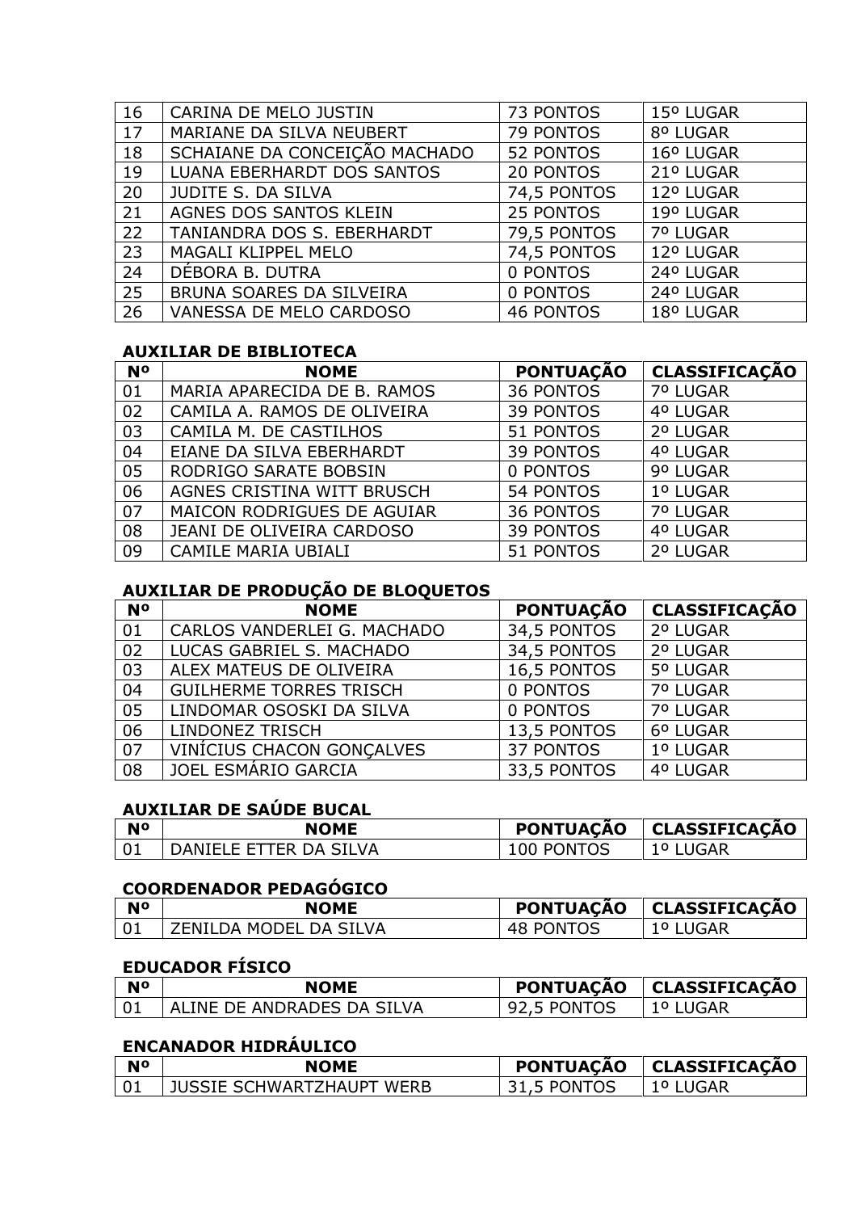| | | | |
|---|---|---|---|
| 16 | CARINA DE MELO JUSTIN | 73 PONTOS | 15º LUGAR |
| 17 | MARIANE DA SILVA NEUBERT | 79 PONTOS | 8º LUGAR |
| 18 | SCHAIANE DA CONCEIÇÃO MACHADO | 52 PONTOS | 16º LUGAR |
| 19 | LUANA EBERHARDT DOS SANTOS | 20 PONTOS | 21º LUGAR |
| 20 | JUDITE S. DA SILVA | 74,5 PONTOS | 12º LUGAR |
| 21 | AGNES DOS SANTOS KLEIN | 25 PONTOS | 19º LUGAR |
| 22 | TANIANDRA DOS S. EBERHARDT | 79,5 PONTOS | 7º LUGAR |
| 23 | MAGALI KLIPPEL MELO | 74,5 PONTOS | 12º LUGAR |
| 24 | DÉBORA B. DUTRA | 0 PONTOS | 24º LUGAR |
| 25 | BRUNA SOARES DA SILVEIRA | 0 PONTOS | 24º LUGAR |
| 26 | VANESSA DE MELO CARDOSO | 46 PONTOS | 18º LUGAR |

**AUXILIAR DE BIBLIOTECA**

| Nº | NOME | PONTUAÇÃO | CLASSIFICAÇÃO |
|---|---|---|---|
| 01 | MARIA APARECIDA DE B. RAMOS | 36 PONTOS | 7º LUGAR |
| 02 | CAMILA A. RAMOS DE OLIVEIRA | 39 PONTOS | 4º LUGAR |
| 03 | CAMILA M. DE CASTILHOS | 51 PONTOS | 2º LUGAR |
| 04 | EIANE DA SILVA EBERHARDT | 39 PONTOS | 4º LUGAR |
| 05 | RODRIGO SARATE BOBSIN | 0 PONTOS | 9º LUGAR |
| 06 | AGNES CRISTINA WITT BRUSCH | 54 PONTOS | 1º LUGAR |
| 07 | MAICON RODRIGUES DE AGUIAR | 36 PONTOS | 7º LUGAR |
| 08 | JEANI DE OLIVEIRA CARDOSO | 39 PONTOS | 4º LUGAR |
| 09 | CAMILE MARIA UBIALI | 51 PONTOS | 2º LUGAR |

**AUXILIAR DE PRODUÇÃO DE BLOQUETOS**

| Nº | NOME | PONTUAÇÃO | CLASSIFICAÇÃO |
|---|---|---|---|
| 01 | CARLOS VANDERLEI G. MACHADO | 34,5 PONTOS | 2º LUGAR |
| 02 | LUCAS GABRIEL S. MACHADO | 34,5 PONTOS | 2º LUGAR |
| 03 | ALEX MATEUS DE OLIVEIRA | 16,5 PONTOS | 5º LUGAR |
| 04 | GUILHERME TORRES TRISCH | 0 PONTOS | 7º LUGAR |
| 05 | LINDOMAR OSOSKI DA SILVA | 0 PONTOS | 7º LUGAR |
| 06 | LINDONEZ TRISCH | 13,5 PONTOS | 6º LUGAR |
| 07 | VINÍCIUS CHACON GONÇALVES | 37 PONTOS | 1º LUGAR |
| 08 | JOEL ESMÁRIO GARCIA | 33,5 PONTOS | 4º LUGAR |

**AUXILIAR DE SAÚDE BUCAL**

| Nº | NOME | PONTUAÇÃO | CLASSIFICAÇÃO |
|---|---|---|---|
| 01 | DANIELE ETTER DA SILVA | 100 PONTOS | 1º LUGAR |

**COORDENADOR PEDAGÓGICO**

| Nº | NOME | PONTUAÇÃO | CLASSIFICAÇÃO |
|---|---|---|---|
| 01 | ZENILDA MODEL DA SILVA | 48 PONTOS | 1º LUGAR |

**EDUCADOR FÍSICO**

| Nº | NOME | PONTUAÇÃO | CLASSIFICAÇÃO |
|---|---|---|---|
| 01 | ALINE DE ANDRADES DA SILVA | 92,5 PONTOS | 1º LUGAR |

**ENCANADOR HIDRÁULICO**

| Nº | NOME | PONTUAÇÃO | CLASSIFICAÇÃO |
|---|---|---|---|
| 01 | JUSSIE SCHWARTZHAUPT WERB | 31,5 PONTOS | 1º LUGAR |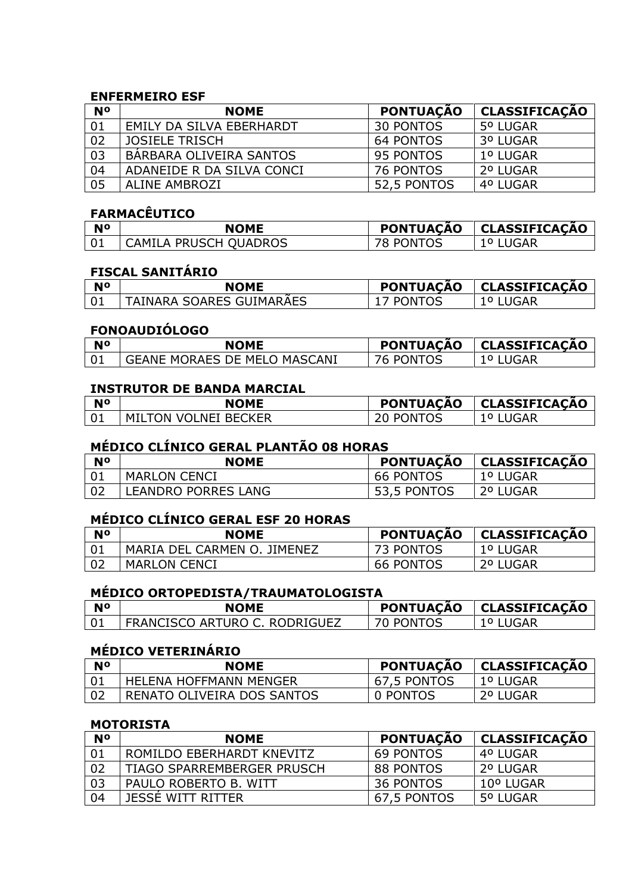**ENFERMEIRO ESF**

| Nº | NOME | PONTUAÇÃO | CLASSIFICAÇÃO |
|---|---|---|---|
| 01 | EMILY DA SILVA EBERHARDT | 30 PONTOS | 5º LUGAR |
| 02 | JOSIELE TRISCH | 64 PONTOS | 3º LUGAR |
| 03 | BÁRBARA OLIVEIRA SANTOS | 95 PONTOS | 1º LUGAR |
| 04 | ADANEIDE R DA SILVA CONCI | 76 PONTOS | 2º LUGAR |
| 05 | ALINE AMBROZI | 52,5 PONTOS | 4º LUGAR |

**FARMACÊUTICO**

| Nº | NOME | PONTUAÇÃO | CLASSIFICAÇÃO |
|---|---|---|---|
| 01 | CAMILA PRUSCH QUADROS | 78 PONTOS | 1º LUGAR |

**FISCAL SANITÁRIO**

| Nº | NOME | PONTUAÇÃO | CLASSIFICAÇÃO |
|---|---|---|---|
| 01 | TAINARA SOARES GUIMARÃES | 17 PONTOS | 1º LUGAR |

**FONOAUDIÓLOGO**

| Nº | NOME | PONTUAÇÃO | CLASSIFICAÇÃO |
|---|---|---|---|
| 01 | GEANE MORAES DE MELO MASCANI | 76 PONTOS | 1º LUGAR |

**INSTRUTOR DE BANDA MARCIAL**

| Nº | NOME | PONTUAÇÃO | CLASSIFICAÇÃO |
|---|---|---|---|
| 01 | MILTON VOLNEI BECKER | 20 PONTOS | 1º LUGAR |

**MÉDICO CLÍNICO GERAL PLANTÃO 08 HORAS**

| Nº | NOME | PONTUAÇÃO | CLASSIFICAÇÃO |
|---|---|---|---|
| 01 | MARLON CENCI | 66 PONTOS | 1º LUGAR |
| 02 | LEANDRO PORRES LANG | 53,5 PONTOS | 2º LUGAR |

**MÉDICO CLÍNICO GERAL ESF 20 HORAS**

| Nº | NOME | PONTUAÇÃO | CLASSIFICAÇÃO |
|---|---|---|---|
| 01 | MARIA DEL CARMEN O. JIMENEZ | 73 PONTOS | 1º LUGAR |
| 02 | MARLON CENCI | 66 PONTOS | 2º LUGAR |

**MÉDICO ORTOPEDISTA/TRAUMATOLOGISTA**

| Nº | NOME | PONTUAÇÃO | CLASSIFICAÇÃO |
|---|---|---|---|
| 01 | FRANCISCO ARTURO C. RODRIGUEZ | 70 PONTOS | 1º LUGAR |

**MÉDICO VETERINÁRIO**

| Nº | NOME | PONTUAÇÃO | CLASSIFICAÇÃO |
|---|---|---|---|
| 01 | HELENA HOFFMANN MENGER | 67,5 PONTOS | 1º LUGAR |
| 02 | RENATO OLIVEIRA DOS SANTOS | 0 PONTOS | 2º LUGAR |

**MOTORISTA**

| Nº | NOME | PONTUAÇÃO | CLASSIFICAÇÃO |
|---|---|---|---|
| 01 | ROMILDO EBERHARDT KNEVITZ | 69 PONTOS | 4º LUGAR |
| 02 | TIAGO SPARREMBERGER PRUSCH | 88 PONTOS | 2º LUGAR |
| 03 | PAULO ROBERTO B. WITT | 36 PONTOS | 10º LUGAR |
| 04 | JESSÉ WITT RITTER | 67,5 PONTOS | 5º LUGAR |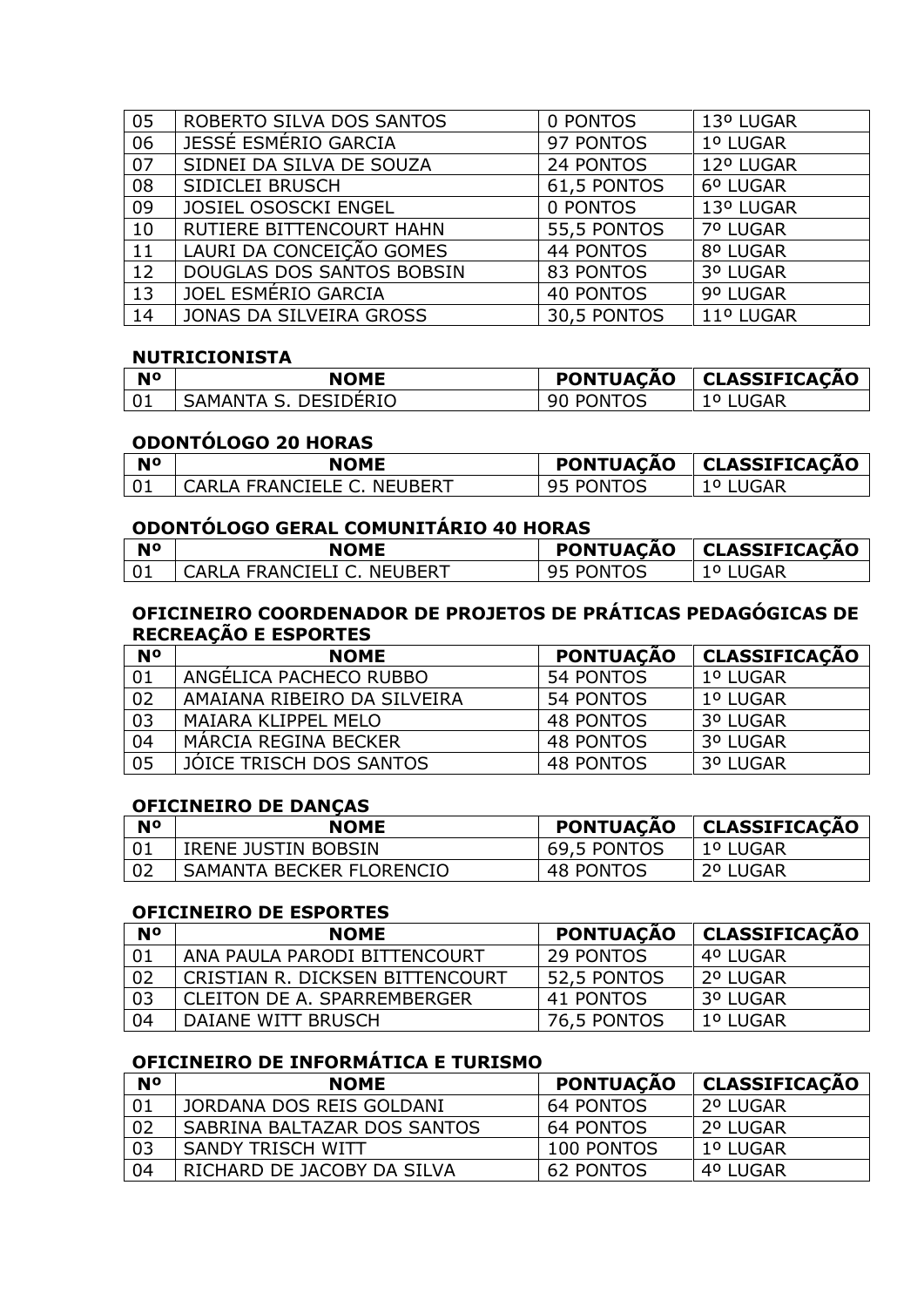| 05 | ROBERTO SILVA DOS SANTOS | 0 PONTOS | 13º LUGAR |
|---|---|---|---|
| 06 | JESSÉ ESMÉRIO GARCIA | 97 PONTOS | 1º LUGAR |
| 07 | SIDNEI DA SILVA DE SOUZA | 24 PONTOS | 12º LUGAR |
| 08 | SIDICLEI BRUSCH | 61,5 PONTOS | 6º LUGAR |
| 09 | JOSIEL OSOSCKI ENGEL | 0 PONTOS | 13º LUGAR |
| 10 | RUTIERE BITTENCOURT HAHN | 55,5 PONTOS | 7º LUGAR |
| 11 | LAURI DA CONCEIÇÃO GOMES | 44 PONTOS | 8º LUGAR |
| 12 | DOUGLAS DOS SANTOS BOBSIN | 83 PONTOS | 3º LUGAR |
| 13 | JOEL ESMÉRIO GARCIA | 40 PONTOS | 9º LUGAR |
| 14 | JONAS DA SILVEIRA GROSS | 30,5 PONTOS | 11º LUGAR |

**NUTRICIONISTA**

| Nº | NOME | PONTUAÇÃO | CLASSIFICAÇÃO |
|---|---|---|---|
| 01 | SAMANTA S. DESIDÉRIO | 90 PONTOS | 1º LUGAR |

**ODONTÓLOGO 20 HORAS**

| Nº | NOME | PONTUAÇÃO | CLASSIFICAÇÃO |
|---|---|---|---|
| 01 | CARLA FRANCIELE C. NEUBERT | 95 PONTOS | 1º LUGAR |

**ODONTÓLOGO GERAL COMUNITÁRIO 40 HORAS**

| Nº | NOME | PONTUAÇÃO | CLASSIFICAÇÃO |
|---|---|---|---|
| 01 | CARLA FRANCIELI C. NEUBERT | 95 PONTOS | 1º LUGAR |

**OFICINEIRO COORDENADOR DE PROJETOS DE PRÁTICAS PEDAGÓGICAS DE RECREAÇÃO E ESPORTES**

| Nº | NOME | PONTUAÇÃO | CLASSIFICAÇÃO |
|---|---|---|---|
| 01 | ANGÉLICA PACHECO RUBBO | 54 PONTOS | 1º LUGAR |
| 02 | AMAIANA RIBEIRO DA SILVEIRA | 54 PONTOS | 1º LUGAR |
| 03 | MAIARA KLIPPEL MELO | 48 PONTOS | 3º LUGAR |
| 04 | MÁRCIA REGINA BECKER | 48 PONTOS | 3º LUGAR |
| 05 | JÓICE TRISCH DOS SANTOS | 48 PONTOS | 3º LUGAR |

**OFICINEIRO DE DANÇAS**

| Nº | NOME | PONTUAÇÃO | CLASSIFICAÇÃO |
|---|---|---|---|
| 01 | IRENE JUSTIN BOBSIN | 69,5 PONTOS | 1º LUGAR |
| 02 | SAMANTA BECKER FLORENCIO | 48 PONTOS | 2º LUGAR |

**OFICINEIRO DE ESPORTES**

| Nº | NOME | PONTUAÇÃO | CLASSIFICAÇÃO |
|---|---|---|---|
| 01 | ANA PAULA PARODI BITTENCOURT | 29 PONTOS | 4º LUGAR |
| 02 | CRISTIAN R. DICKSEN BITTENCOURT | 52,5 PONTOS | 2º LUGAR |
| 03 | CLEITON DE A. SPARREMBERGER | 41 PONTOS | 3º LUGAR |
| 04 | DAIANE WITT BRUSCH | 76,5 PONTOS | 1º LUGAR |

**OFICINEIRO DE INFORMÁTICA E TURISMO**

| Nº | NOME | PONTUAÇÃO | CLASSIFICAÇÃO |
|---|---|---|---|
| 01 | JORDANA DOS REIS GOLDANI | 64 PONTOS | 2º LUGAR |
| 02 | SABRINA BALTAZAR DOS SANTOS | 64 PONTOS | 2º LUGAR |
| 03 | SANDY TRISCH WITT | 100 PONTOS | 1º LUGAR |
| 04 | RICHARD DE JACOBY DA SILVA | 62 PONTOS | 4º LUGAR |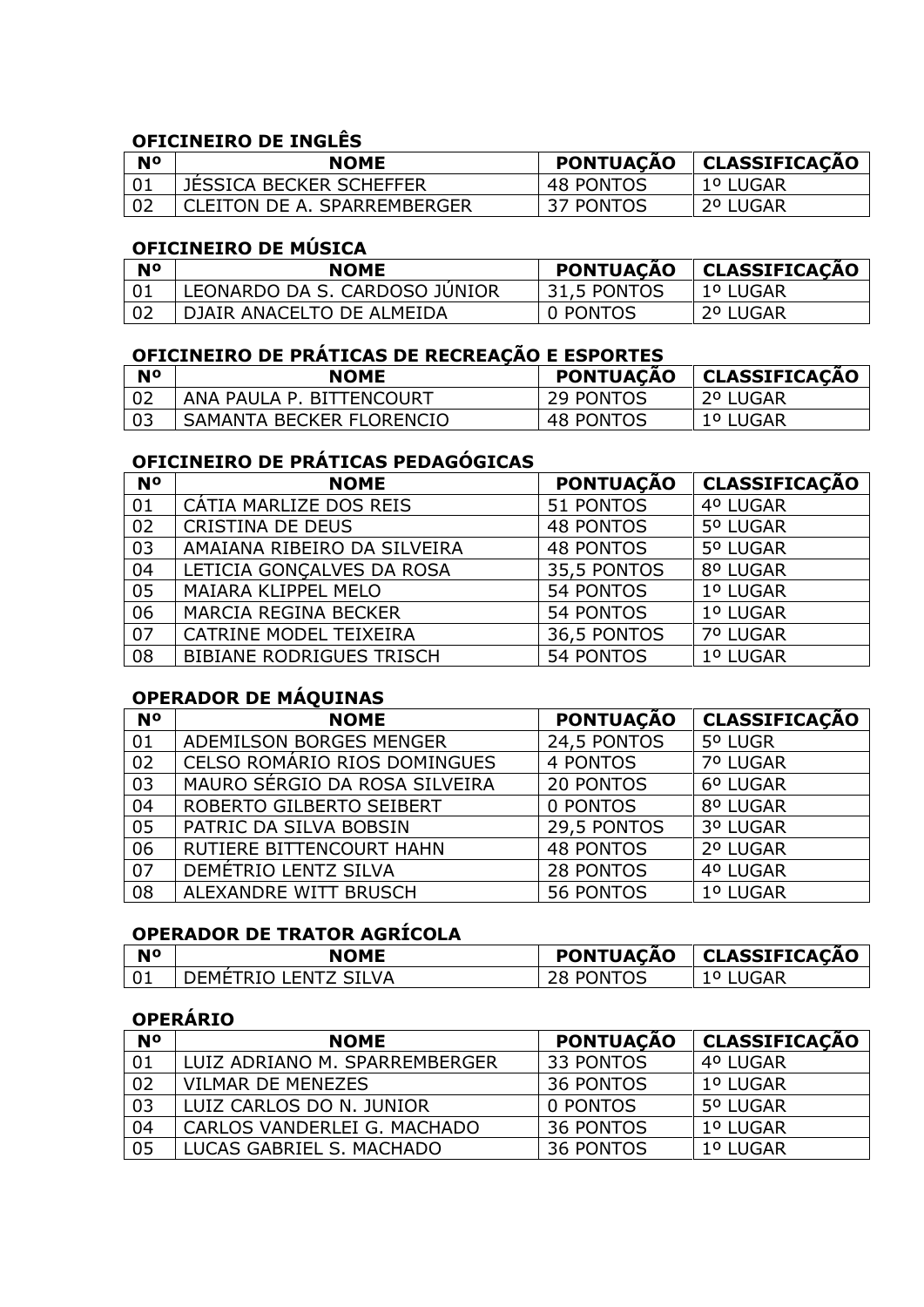**OFICINEIRO DE INGLÊS**

| Nº | NOME | PONTUAÇÃO | CLASSIFICAÇÃO |
|---|---|---|---|
| 01 | JÉSSICA BECKER SCHEFFER | 48 PONTOS | 1º LUGAR |
| 02 | CLEITON DE A. SPARREMBERGER | 37 PONTOS | 2º LUGAR |

**OFICINEIRO DE MÚSICA**

| Nº | NOME | PONTUAÇÃO | CLASSIFICAÇÃO |
|---|---|---|---|
| 01 | LEONARDO DA S. CARDOSO JÚNIOR | 31,5 PONTOS | 1º LUGAR |
| 02 | DJAIR ANACELTO DE ALMEIDA | 0 PONTOS | 2º LUGAR |

**OFICINEIRO DE PRÁTICAS DE RECREAÇÃO E ESPORTES**

| Nº | NOME | PONTUAÇÃO | CLASSIFICAÇÃO |
|---|---|---|---|
| 02 | ANA PAULA P. BITTENCOURT | 29 PONTOS | 2º LUGAR |
| 03 | SAMANTA BECKER FLORENCIO | 48 PONTOS | 1º LUGAR |

**OFICINEIRO DE PRÁTICAS PEDAGÓGICAS**

| Nº | NOME | PONTUAÇÃO | CLASSIFICAÇÃO |
|---|---|---|---|
| 01 | CÁTIA MARLIZE DOS REIS | 51 PONTOS | 4º LUGAR |
| 02 | CRISTINA DE DEUS | 48 PONTOS | 5º LUGAR |
| 03 | AMAIANA RIBEIRO DA SILVEIRA | 48 PONTOS | 5º LUGAR |
| 04 | LETICIA GONÇALVES DA ROSA | 35,5 PONTOS | 8º LUGAR |
| 05 | MAIARA KLIPPEL MELO | 54 PONTOS | 1º LUGAR |
| 06 | MARCIA REGINA BECKER | 54 PONTOS | 1º LUGAR |
| 07 | CATRINE MODEL TEIXEIRA | 36,5 PONTOS | 7º LUGAR |
| 08 | BIBIANE RODRIGUES TRISCH | 54 PONTOS | 1º LUGAR |

**OPERADOR DE MÁQUINAS**

| Nº | NOME | PONTUAÇÃO | CLASSIFICAÇÃO |
|---|---|---|---|
| 01 | ADEMILSON BORGES MENGER | 24,5 PONTOS | 5º LUGR |
| 02 | CELSO ROMÁRIO RIOS DOMINGUES | 4 PONTOS | 7º LUGAR |
| 03 | MAURO SÉRGIO DA ROSA SILVEIRA | 20 PONTOS | 6º LUGAR |
| 04 | ROBERTO GILBERTO SEIBERT | 0 PONTOS | 8º LUGAR |
| 05 | PATRIC DA SILVA BOBSIN | 29,5 PONTOS | 3º LUGAR |
| 06 | RUTIERE BITTENCOURT HAHN | 48 PONTOS | 2º LUGAR |
| 07 | DEMÉTRIO LENTZ SILVA | 28 PONTOS | 4º LUGAR |
| 08 | ALEXANDRE WITT BRUSCH | 56 PONTOS | 1º LUGAR |

**OPERADOR DE TRATOR AGRÍCOLA**

| Nº | NOME | PONTUAÇÃO | CLASSIFICAÇÃO |
|---|---|---|---|
| 01 | DEMÉTRIO LENTZ SILVA | 28 PONTOS | 1º LUGAR |

**OPERÁRIO**

| Nº | NOME | PONTUAÇÃO | CLASSIFICAÇÃO |
|---|---|---|---|
| 01 | LUIZ ADRIANO M. SPARREMBERGER | 33 PONTOS | 4º LUGAR |
| 02 | VILMAR DE MENEZES | 36 PONTOS | 1º LUGAR |
| 03 | LUIZ CARLOS DO N. JUNIOR | 0 PONTOS | 5º LUGAR |
| 04 | CARLOS VANDERLEI G. MACHADO | 36 PONTOS | 1º LUGAR |
| 05 | LUCAS GABRIEL S. MACHADO | 36 PONTOS | 1º LUGAR |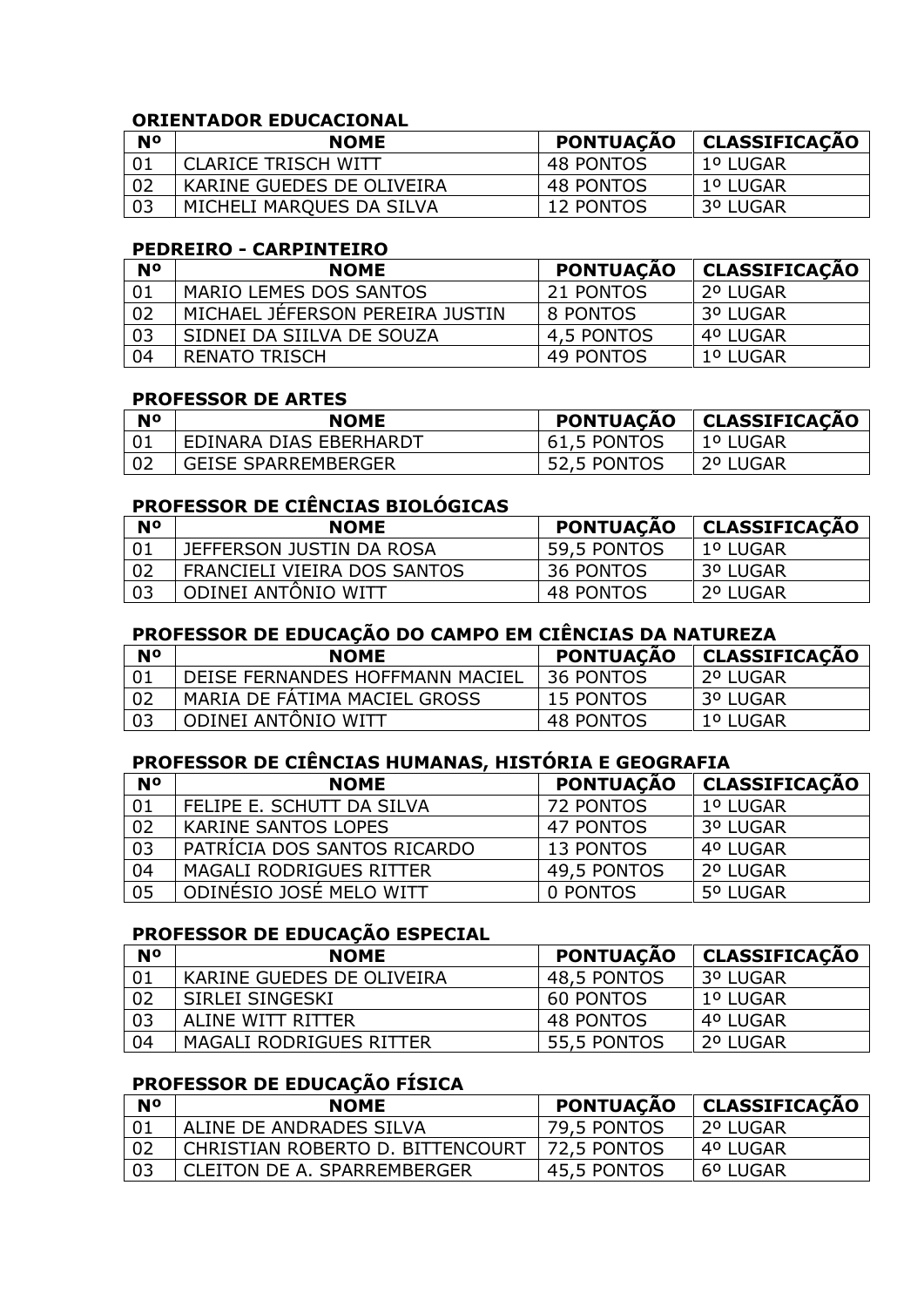**ORIENTADOR EDUCACIONAL**

| Nº | NOME | PONTUAÇÃO | CLASSIFICAÇÃO |
|---|---|---|---|
| 01 | CLARICE TRISCH WITT | 48 PONTOS | 1º LUGAR |
| 02 | KARINE GUEDES DE OLIVEIRA | 48 PONTOS | 1º LUGAR |
| 03 | MICHELI MARQUES DA SILVA | 12 PONTOS | 3º LUGAR |

**PEDREIRO - CARPINTEIRO**

| Nº | NOME | PONTUAÇÃO | CLASSIFICAÇÃO |
|---|---|---|---|
| 01 | MARIO LEMES DOS SANTOS | 21 PONTOS | 2º LUGAR |
| 02 | MICHAEL JÉFERSON PEREIRA JUSTIN | 8 PONTOS | 3º LUGAR |
| 03 | SIDNEI DA SIILVA DE SOUZA | 4,5 PONTOS | 4º LUGAR |
| 04 | RENATO TRISCH | 49 PONTOS | 1º LUGAR |

**PROFESSOR DE ARTES**

| Nº | NOME | PONTUAÇÃO | CLASSIFICAÇÃO |
|---|---|---|---|
| 01 | EDINARA DIAS EBERHARDT | 61,5 PONTOS | 1º LUGAR |
| 02 | GEISE SPARREMBERGER | 52,5 PONTOS | 2º LUGAR |

**PROFESSOR DE CIÊNCIAS BIOLÓGICAS**

| Nº | NOME | PONTUAÇÃO | CLASSIFICAÇÃO |
|---|---|---|---|
| 01 | JEFFERSON JUSTIN DA ROSA | 59,5 PONTOS | 1º LUGAR |
| 02 | FRANCIELI VIEIRA DOS SANTOS | 36 PONTOS | 3º LUGAR |
| 03 | ODINEI ANTÔNIO WITT | 48 PONTOS | 2º LUGAR |

**PROFESSOR DE EDUCAÇÃO DO CAMPO EM CIÊNCIAS DA NATUREZA**

| Nº | NOME | PONTUAÇÃO | CLASSIFICAÇÃO |
|---|---|---|---|
| 01 | DEISE FERNANDES HOFFMANN MACIEL | 36 PONTOS | 2º LUGAR |
| 02 | MARIA DE FÁTIMA MACIEL GROSS | 15 PONTOS | 3º LUGAR |
| 03 | ODINEI ANTÔNIO WITT | 48 PONTOS | 1º LUGAR |

**PROFESSOR DE CIÊNCIAS HUMANAS, HISTÓRIA E GEOGRAFIA**

| Nº | NOME | PONTUAÇÃO | CLASSIFICAÇÃO |
|---|---|---|---|
| 01 | FELIPE E. SCHUTT DA SILVA | 72 PONTOS | 1º LUGAR |
| 02 | KARINE SANTOS LOPES | 47 PONTOS | 3º LUGAR |
| 03 | PATRÍCIA DOS SANTOS RICARDO | 13 PONTOS | 4º LUGAR |
| 04 | MAGALI RODRIGUES RITTER | 49,5 PONTOS | 2º LUGAR |
| 05 | ODINÉSIO JOSÉ MELO WITT | 0 PONTOS | 5º LUGAR |

**PROFESSOR DE EDUCAÇÃO ESPECIAL**

| Nº | NOME | PONTUAÇÃO | CLASSIFICAÇÃO |
|---|---|---|---|
| 01 | KARINE GUEDES DE OLIVEIRA | 48,5 PONTOS | 3º LUGAR |
| 02 | SIRLEI SINGESKI | 60 PONTOS | 1º LUGAR |
| 03 | ALINE WITT RITTER | 48 PONTOS | 4º LUGAR |
| 04 | MAGALI RODRIGUES RITTER | 55,5 PONTOS | 2º LUGAR |

**PROFESSOR DE EDUCAÇÃO FÍSICA**

| Nº | NOME | PONTUAÇÃO | CLASSIFICAÇÃO |
|---|---|---|---|
| 01 | ALINE DE ANDRADES SILVA | 79,5 PONTOS | 2º LUGAR |
| 02 | CHRISTIAN ROBERTO D. BITTENCOURT | 72,5 PONTOS | 4º LUGAR |
| 03 | CLEITON DE A. SPARREMBERGER | 45,5 PONTOS | 6º LUGAR |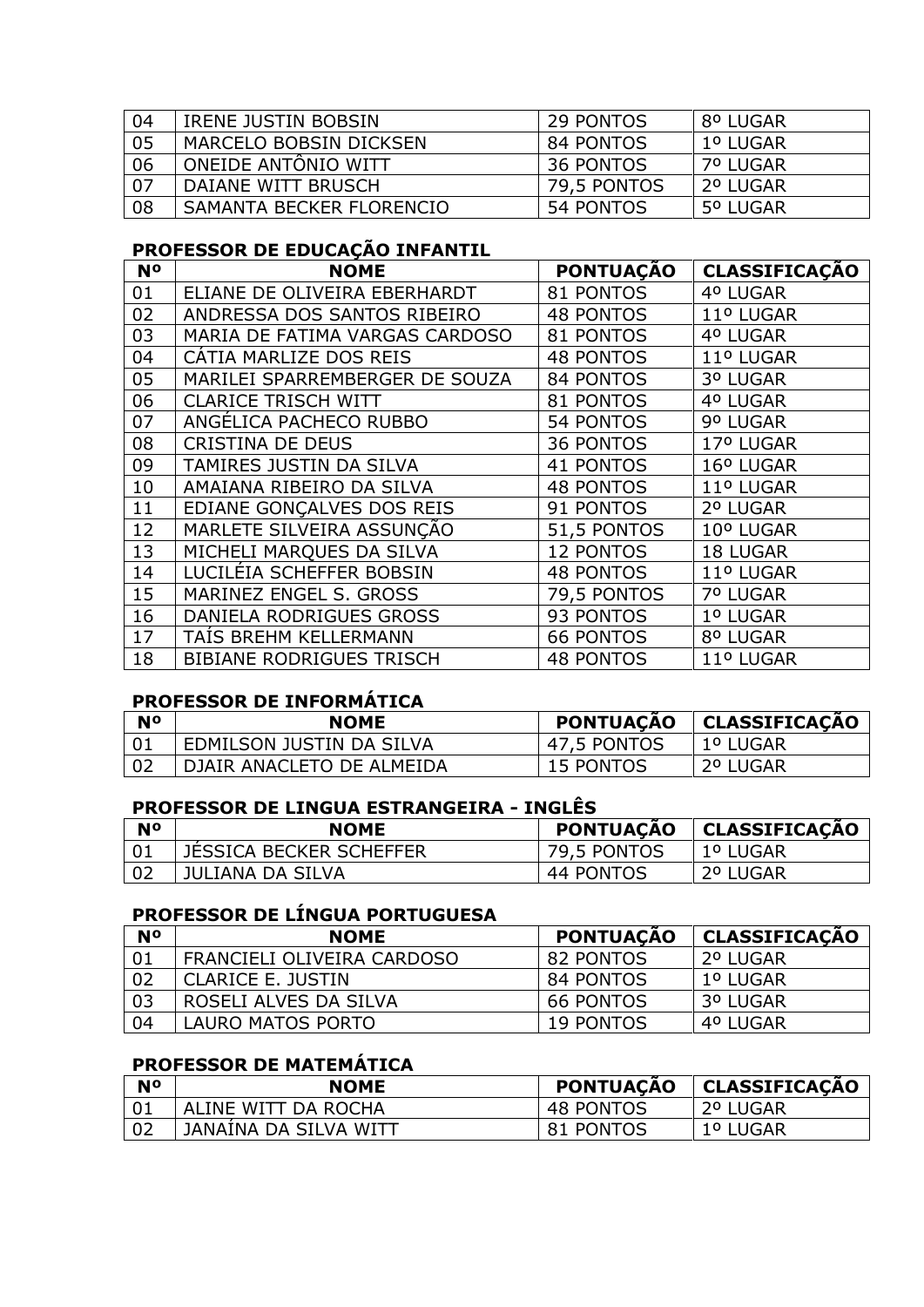| 04 | IRENE JUSTIN BOBSIN | 29 PONTOS | 8º LUGAR |
|---|---|---|---|
| 05 | MARCELO BOBSIN DICKSEN | 84 PONTOS | 1º LUGAR |
| 06 | ONEIDE ANTÔNIO WITT | 36 PONTOS | 7º LUGAR |
| 07 | DAIANE WITT BRUSCH | 79,5 PONTOS | 2º LUGAR |
| 08 | SAMANTA BECKER FLORENCIO | 54 PONTOS | 5º LUGAR |

**PROFESSOR DE EDUCAÇÃO INFANTIL**

| Nº | NOME | PONTUAÇÃO | CLASSIFICAÇÃO |
|---|---|---|---|
| 01 | ELIANE DE OLIVEIRA EBERHARDT | 81 PONTOS | 4º LUGAR |
| 02 | ANDRESSA DOS SANTOS RIBEIRO | 48 PONTOS | 11º LUGAR |
| 03 | MARIA DE FATIMA VARGAS CARDOSO | 81 PONTOS | 4º LUGAR |
| 04 | CÁTIA MARLIZE DOS REIS | 48 PONTOS | 11º LUGAR |
| 05 | MARILEI SPARREMBERGER DE SOUZA | 84 PONTOS | 3º LUGAR |
| 06 | CLARICE TRISCH WITT | 81 PONTOS | 4º LUGAR |
| 07 | ANGÉLICA PACHECO RUBBO | 54 PONTOS | 9º LUGAR |
| 08 | CRISTINA DE DEUS | 36 PONTOS | 17º LUGAR |
| 09 | TAMIRES JUSTIN DA SILVA | 41 PONTOS | 16º LUGAR |
| 10 | AMAIANA RIBEIRO DA SILVA | 48 PONTOS | 11º LUGAR |
| 11 | EDIANE GONÇALVES DOS REIS | 91 PONTOS | 2º LUGAR |
| 12 | MARLETE SILVEIRA ASSUNÇÃO | 51,5 PONTOS | 10º LUGAR |
| 13 | MICHELI MARQUES DA SILVA | 12 PONTOS | 18 LUGAR |
| 14 | LUCILÉIA SCHEFFER BOBSIN | 48 PONTOS | 11º LUGAR |
| 15 | MARINEZ ENGEL S. GROSS | 79,5 PONTOS | 7º LUGAR |
| 16 | DANIELA RODRIGUES GROSS | 93 PONTOS | 1º LUGAR |
| 17 | TAÍS BREHM KELLERMANN | 66 PONTOS | 8º LUGAR |
| 18 | BIBIANE RODRIGUES TRISCH | 48 PONTOS | 11º LUGAR |

**PROFESSOR DE INFORMÁTICA**

| Nº | NOME | PONTUAÇÃO | CLASSIFICAÇÃO |
|---|---|---|---|
| 01 | EDMILSON JUSTIN DA SILVA | 47,5 PONTOS | 1º LUGAR |
| 02 | DJAIR ANACLETO DE ALMEIDA | 15 PONTOS | 2º LUGAR |

**PROFESSOR DE LINGUA ESTRANGEIRA - INGLÊS**

| Nº | NOME | PONTUAÇÃO | CLASSIFICAÇÃO |
|---|---|---|---|
| 01 | JÉSSICA BECKER SCHEFFER | 79,5 PONTOS | 1º LUGAR |
| 02 | JULIANA DA SILVA | 44 PONTOS | 2º LUGAR |

**PROFESSOR DE LÍNGUA PORTUGUESA**

| Nº | NOME | PONTUAÇÃO | CLASSIFICAÇÃO |
|---|---|---|---|
| 01 | FRANCIELI OLIVEIRA CARDOSO | 82 PONTOS | 2º LUGAR |
| 02 | CLARICE E. JUSTIN | 84 PONTOS | 1º LUGAR |
| 03 | ROSELI ALVES DA SILVA | 66 PONTOS | 3º LUGAR |
| 04 | LAURO MATOS PORTO | 19 PONTOS | 4º LUGAR |

**PROFESSOR DE MATEMÁTICA**

| Nº | NOME | PONTUAÇÃO | CLASSIFICAÇÃO |
|---|---|---|---|
| 01 | ALINE WITT DA ROCHA | 48 PONTOS | 2º LUGAR |
| 02 | JANAÍNA DA SILVA WITT | 81 PONTOS | 1º LUGAR |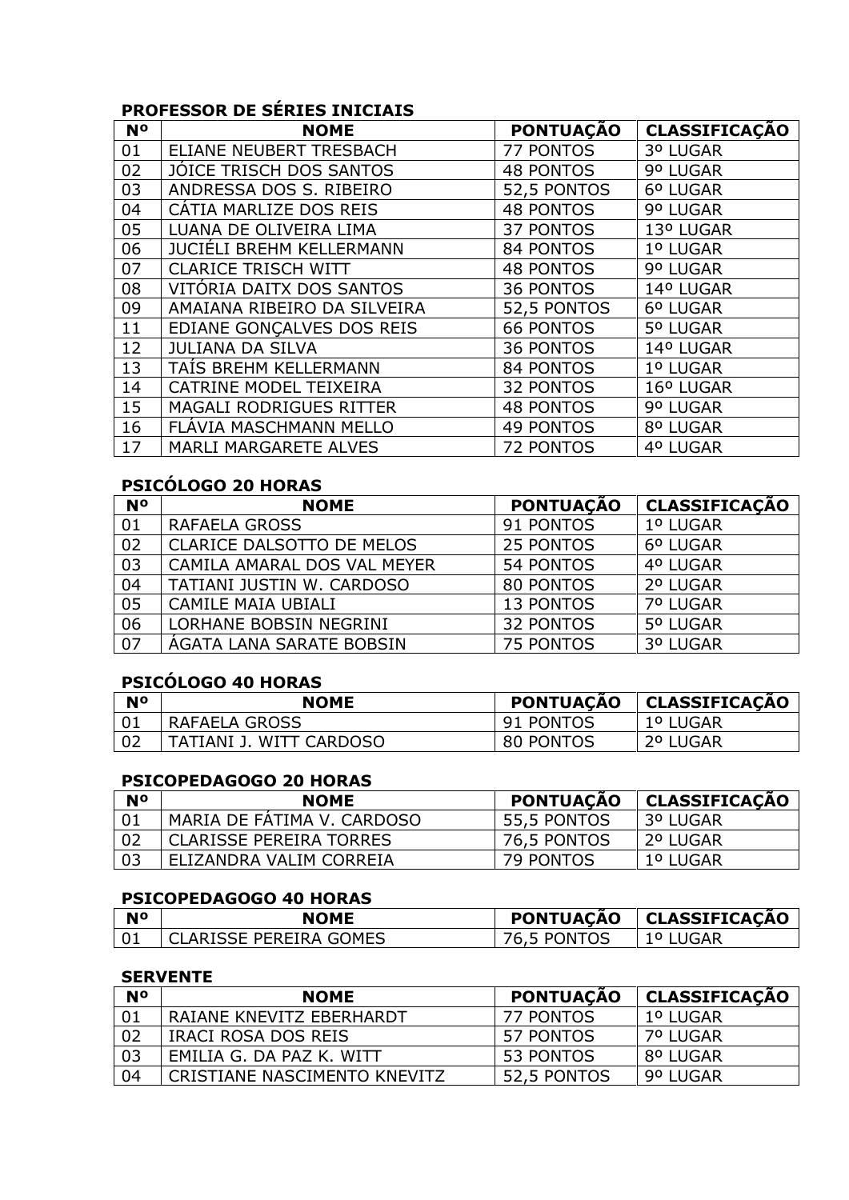**PROFESSOR DE SÉRIES INICIAIS**

| Nº | NOME | PONTUAÇÃO | CLASSIFICAÇÃO |
|---|---|---|---|
| 01 | ELIANE NEUBERT TRESBACH | 77 PONTOS | 3º LUGAR |
| 02 | JÓICE TRISCH DOS SANTOS | 48 PONTOS | 9º LUGAR |
| 03 | ANDRESSA DOS S. RIBEIRO | 52,5 PONTOS | 6º LUGAR |
| 04 | CÁTIA MARLIZE DOS REIS | 48 PONTOS | 9º LUGAR |
| 05 | LUANA DE OLIVEIRA LIMA | 37 PONTOS | 13º LUGAR |
| 06 | JUCIÉLI BREHM KELLERMANN | 84 PONTOS | 1º LUGAR |
| 07 | CLARICE TRISCH WITT | 48 PONTOS | 9º LUGAR |
| 08 | VITÓRIA DAITX DOS SANTOS | 36 PONTOS | 14º LUGAR |
| 09 | AMAIANA RIBEIRO DA SILVEIRA | 52,5 PONTOS | 6º LUGAR |
| 11 | EDIANE GONÇALVES DOS REIS | 66 PONTOS | 5º LUGAR |
| 12 | JULIANA DA SILVA | 36 PONTOS | 14º LUGAR |
| 13 | TAÍS BREHM KELLERMANN | 84 PONTOS | 1º LUGAR |
| 14 | CATRINE MODEL TEIXEIRA | 32 PONTOS | 16º LUGAR |
| 15 | MAGALI RODRIGUES RITTER | 48 PONTOS | 9º LUGAR |
| 16 | FLÁVIA MASCHMANN MELLO | 49 PONTOS | 8º LUGAR |
| 17 | MARLI MARGARETE ALVES | 72 PONTOS | 4º LUGAR |

**PSICÓLOGO 20 HORAS**

| Nº | NOME | PONTUAÇÃO | CLASSIFICAÇÃO |
|---|---|---|---|
| 01 | RAFAELA GROSS | 91 PONTOS | 1º LUGAR |
| 02 | CLARICE DALSOTTO DE MELOS | 25 PONTOS | 6º LUGAR |
| 03 | CAMILA AMARAL DOS VAL MEYER | 54 PONTOS | 4º LUGAR |
| 04 | TATIANI JUSTIN W. CARDOSO | 80 PONTOS | 2º LUGAR |
| 05 | CAMILE MAIA UBIALI | 13 PONTOS | 7º LUGAR |
| 06 | LORHANE BOBSIN NEGRINI | 32 PONTOS | 5º LUGAR |
| 07 | ÁGATA LANA SARATE BOBSIN | 75 PONTOS | 3º LUGAR |

**PSICÓLOGO 40 HORAS**

| Nº | NOME | PONTUAÇÃO | CLASSIFICAÇÃO |
|---|---|---|---|
| 01 | RAFAELA GROSS | 91 PONTOS | 1º LUGAR |
| 02 | TATIANI J. WITT CARDOSO | 80 PONTOS | 2º LUGAR |

**PSICOPEDAGOGO 20 HORAS**

| Nº | NOME | PONTUAÇÃO | CLASSIFICAÇÃO |
|---|---|---|---|
| 01 | MARIA DE FÁTIMA V. CARDOSO | 55,5 PONTOS | 3º LUGAR |
| 02 | CLARISSE PEREIRA TORRES | 76,5 PONTOS | 2º LUGAR |
| 03 | ELIZANDRA VALIM CORREIA | 79 PONTOS | 1º LUGAR |

**PSICOPEDAGOGO 40 HORAS**

| Nº | NOME | PONTUAÇÃO | CLASSIFICAÇÃO |
|---|---|---|---|
| 01 | CLARISSE PEREIRA GOMES | 76,5 PONTOS | 1º LUGAR |

**SERVENTE**

| Nº | NOME | PONTUAÇÃO | CLASSIFICAÇÃO |
|---|---|---|---|
| 01 | RAIANE KNEVITZ EBERHARDT | 77 PONTOS | 1º LUGAR |
| 02 | IRACI ROSA DOS REIS | 57 PONTOS | 7º LUGAR |
| 03 | EMILIA G. DA PAZ K. WITT | 53 PONTOS | 8º LUGAR |
| 04 | CRISTIANE NASCIMENTO KNEVITZ | 52,5 PONTOS | 9º LUGAR |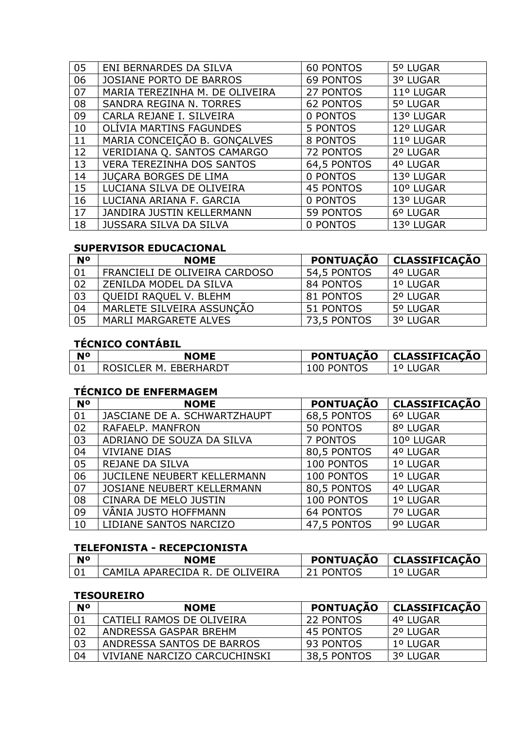| 05 | ENI BERNARDES DA SILVA | 60 PONTOS | 5º LUGAR |
|---|---|---|---|
| 06 | JOSIANE PORTO DE BARROS | 69 PONTOS | 3º LUGAR |
| 07 | MARIA TEREZINHA M. DE OLIVEIRA | 27 PONTOS | 11º LUGAR |
| 08 | SANDRA REGINA N. TORRES | 62 PONTOS | 5º LUGAR |
| 09 | CARLA REJANE I. SILVEIRA | 0 PONTOS | 13º LUGAR |
| 10 | OLÍVIA MARTINS FAGUNDES | 5 PONTOS | 12º LUGAR |
| 11 | MARIA CONCEIÇÃO B. GONÇALVES | 8 PONTOS | 11º LUGAR |
| 12 | VERIDIANA Q. SANTOS CAMARGO | 72 PONTOS | 2º LUGAR |
| 13 | VERA TEREZINHA DOS SANTOS | 64,5 PONTOS | 4º LUGAR |
| 14 | JUÇARA BORGES DE LIMA | 0 PONTOS | 13º LUGAR |
| 15 | LUCIANA SILVA DE OLIVEIRA | 45 PONTOS | 10º LUGAR |
| 16 | LUCIANA ARIANA F. GARCIA | 0 PONTOS | 13º LUGAR |
| 17 | JANDIRA JUSTIN KELLERMANN | 59 PONTOS | 6º LUGAR |
| 18 | JUSSARA SILVA DA SILVA | 0 PONTOS | 13º LUGAR |

**SUPERVISOR EDUCACIONAL**

| Nº | NOME | PONTUAÇÃO | CLASSIFICAÇÃO |
|---|---|---|---|
| 01 | FRANCIELI DE OLIVEIRA CARDOSO | 54,5 PONTOS | 4º LUGAR |
| 02 | ZENILDA MODEL DA SILVA | 84 PONTOS | 1º LUGAR |
| 03 | QUEIDI RAQUEL V. BLEHM | 81 PONTOS | 2º LUGAR |
| 04 | MARLETE SILVEIRA ASSUNÇÃO | 51 PONTOS | 5º LUGAR |
| 05 | MARLI MARGARETE ALVES | 73,5 PONTOS | 3º LUGAR |

**TÉCNICO CONTÁBIL**

| Nº | NOME | PONTUAÇÃO | CLASSIFICAÇÃO |
|---|---|---|---|
| 01 | ROSICLER M. EBERHARDT | 100 PONTOS | 1º LUGAR |

**TÉCNICO DE ENFERMAGEM**

| Nº | NOME | PONTUAÇÃO | CLASSIFICAÇÃO |
|---|---|---|---|
| 01 | JASCIANE DE A. SCHWARTZHAUPT | 68,5 PONTOS | 6º LUGAR |
| 02 | RAFAELP. MANFRON | 50 PONTOS | 8º LUGAR |
| 03 | ADRIANO DE SOUZA DA SILVA | 7 PONTOS | 10º LUGAR |
| 04 | VIVIANE DIAS | 80,5 PONTOS | 4º LUGAR |
| 05 | REJANE DA SILVA | 100 PONTOS | 1º LUGAR |
| 06 | JUCILENE NEUBERT KELLERMANN | 100 PONTOS | 1º LUGAR |
| 07 | JOSIANE NEUBERT KELLERMANN | 80,5 PONTOS | 4º LUGAR |
| 08 | CINARA DE MELO JUSTIN | 100 PONTOS | 1º LUGAR |
| 09 | VÂNIA JUSTO HOFFMANN | 64 PONTOS | 7º LUGAR |
| 10 | LIDIANE SANTOS NARCIZO | 47,5 PONTOS | 9º LUGAR |

**TELEFONISTA - RECEPCIONISTA**

| Nº | NOME | PONTUAÇÃO | CLASSIFICAÇÃO |
|---|---|---|---|
| 01 | CAMILA APARECIDA R. DE OLIVEIRA | 21 PONTOS | 1º LUGAR |

**TESOUREIRO**

| Nº | NOME | PONTUAÇÃO | CLASSIFICAÇÃO |
|---|---|---|---|
| 01 | CATIELI RAMOS DE OLIVEIRA | 22 PONTOS | 4º LUGAR |
| 02 | ANDRESSA GASPAR BREHM | 45 PONTOS | 2º LUGAR |
| 03 | ANDRESSA SANTOS DE BARROS | 93 PONTOS | 1º LUGAR |
| 04 | VIVIANE NARCIZO CARCUCHINSKI | 38,5 PONTOS | 3º LUGAR |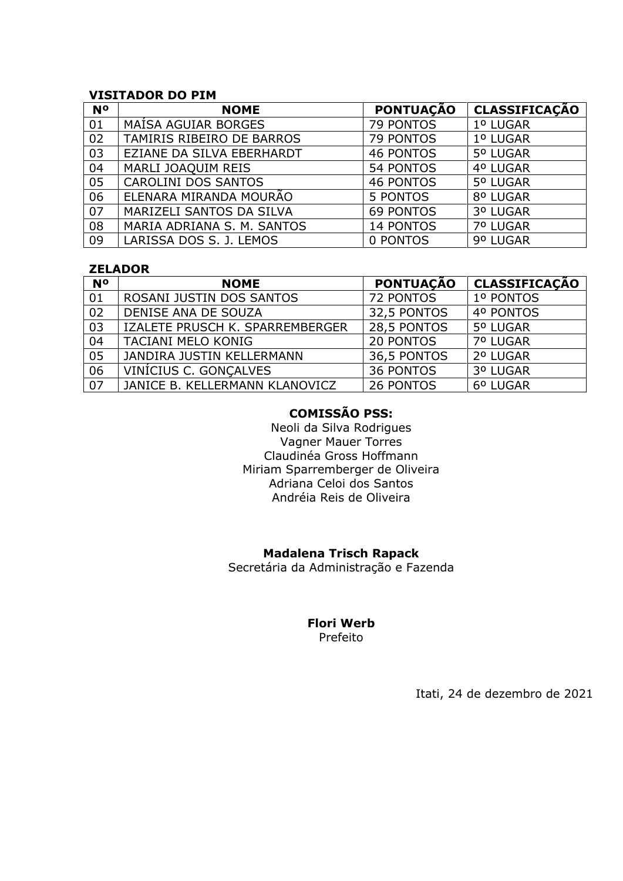**VISITADOR DO PIM**

| Nº | NOME | PONTUAÇÃO | CLASSIFICAÇÃO |
|---|---|---|---|
| 01 | MAÍSA AGUIAR BORGES | 79 PONTOS | 1º LUGAR |
| 02 | TAMIRIS RIBEIRO DE BARROS | 79 PONTOS | 1º LUGAR |
| 03 | EZIANE DA SILVA EBERHARDT | 46 PONTOS | 5º LUGAR |
| 04 | MARLI JOAQUIM REIS | 54 PONTOS | 4º LUGAR |
| 05 | CAROLINI DOS SANTOS | 46 PONTOS | 5º LUGAR |
| 06 | ELENARA MIRANDA MOURÃO | 5 PONTOS | 8º LUGAR |
| 07 | MARIZELI SANTOS DA SILVA | 69 PONTOS | 3º LUGAR |
| 08 | MARIA ADRIANA S. M. SANTOS | 14 PONTOS | 7º LUGAR |
| 09 | LARISSA DOS S. J. LEMOS | 0 PONTOS | 9º LUGAR |

**ZELADOR**

| Nº | NOME | PONTUAÇÃO | CLASSIFICAÇÃO |
|---|---|---|---|
| 01 | ROSANI JUSTIN DOS SANTOS | 72 PONTOS | 1º PONTOS |
| 02 | DENISE ANA DE SOUZA | 32,5 PONTOS | 4º PONTOS |
| 03 | IZALETE PRUSCH K. SPARREMBERGER | 28,5 PONTOS | 5º LUGAR |
| 04 | TACIANI MELO KONIG | 20 PONTOS | 7º LUGAR |
| 05 | JANDIRA JUSTIN KELLERMANN | 36,5 PONTOS | 2º LUGAR |
| 06 | VINÍCIUS C. GONÇALVES | 36 PONTOS | 3º LUGAR |
| 07 | JANICE B. KELLERMANN KLANOVICZ | 26 PONTOS | 6º LUGAR |

**COMISSÃO PSS:**
Neoli da Silva Rodrigues
Vagner Mauer Torres
Claudinéa Gross Hoffmann
Miriam Sparremberger de Oliveira
Adriana Celoi dos Santos
Andréia Reis de Oliveira

**Madalena Trisch Rapack**
Secretária da Administração e Fazenda

**Flori Werb**
Prefeito

Itati, 24 de dezembro de 2021